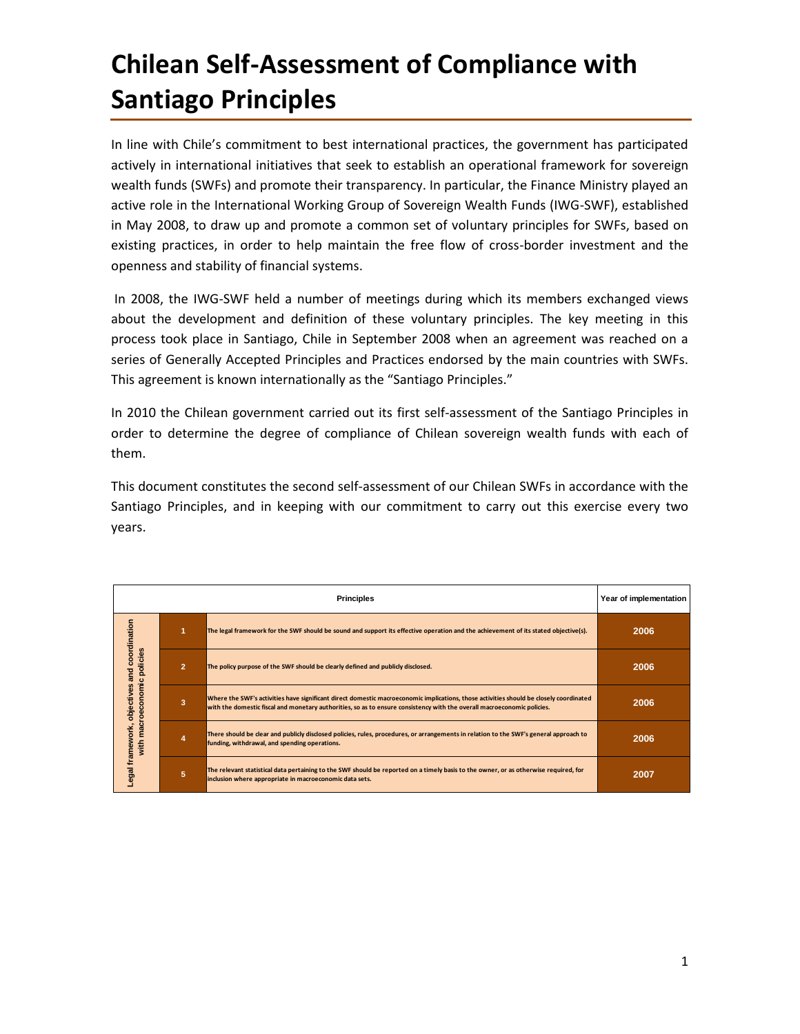# Chilean Self-Assessment of Compliance with Santiago Principles

In line with Chile's commitment to best international practices, the government has participated actively in international initiatives that seek to establish an operational framework for sovereign wealth funds (SWFs) and promote their transparency. In particular, the Finance Ministry played an active role in the International Working Group of Sovereign Wealth Funds (IWG-SWF), established in May 2008, to draw up and promote a common set of voluntary principles for SWFs, based on existing practices, in order to help maintain the free flow of cross-border investment and the openness and stability of financial systems.

In 2008, the IWG-SWF held a number of meetings during which its members exchanged views about the development and definition of these voluntary principles. The key meeting in this process took place in Santiago, Chile in September 2008 when an agreement was reached on a series of Generally Accepted Principles and Practices endorsed by the main countries with SWFs. This agreement is known internationally as the "Santiago Principles."

In 2010 the Chilean government carried out its first self-assessment of the Santiago Principles in order to determine the degree of compliance of Chilean sovereign wealth funds with each of them.

This document constitutes the second self-assessment of our Chilean SWFs in accordance with the Santiago Principles, and in keeping with our commitment to carry out this exercise every two years.

| Principles | | | Year of implementation |
|---|---|---|---|
| Legal framework, objectives and coordination with macroeconomic policies | 1 | The legal framework for the SWF should be sound and support its effective operation and the achievement of its stated objective(s). | 2006 |
| | 2 | The policy purpose of the SWF should be clearly defined and publicly disclosed. | 2006 |
| | 3 | Where the SWF's activities have significant direct domestic macroeconomic implications, those activities should be closely coordinated with the domestic fiscal and monetary authorities, so as to ensure consistency with the overall macroeconomic policies. | 2006 |
| | 4 | There should be clear and publicly disclosed policies, rules, procedures, or arrangements in relation to the SWF's general approach to funding, withdrawal, and spending operations. | 2006 |
| | 5 | The relevant statistical data pertaining to the SWF should be reported on a timely basis to the owner, or as otherwise required, for inclusion where appropriate in macroeconomic data sets. | 2007 |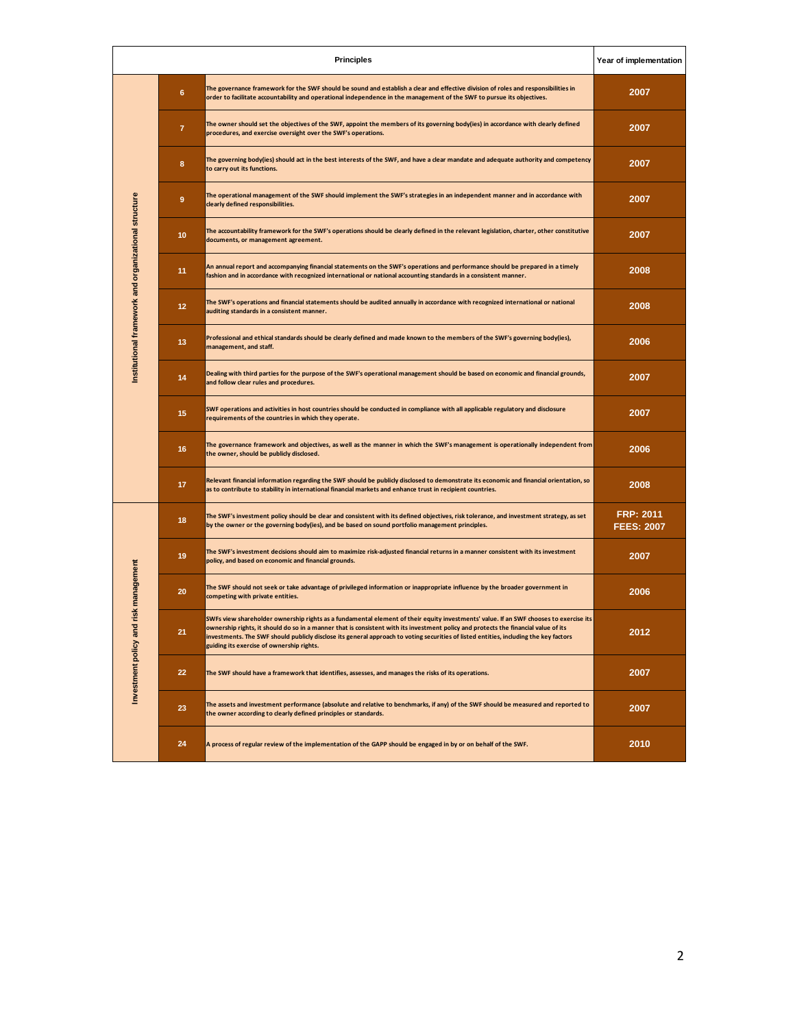| Principles | | | Year of implementation |
|---|---|---|---|
| Institutional framework and organizational structure | 6 | The governance framework for the SWF should be sound and establish a clear and effective division of roles and responsibilities in order to facilitate accountability and operational independence in the management of the SWF to pursue its objectives. | 2007 |
| | 7 | The owner should set the objectives of the SWF, appoint the members of its governing body(ies) in accordance with clearly defined procedures, and exercise oversight over the SWF's operations. | 2007 |
| | 8 | The governing body(ies) should act in the best interests of the SWF, and have a clear mandate and adequate authority and competency to carry out its functions. | 2007 |
| | 9 | The operational management of the SWF should implement the SWF's strategies in an independent manner and in accordance with clearly defined responsibilities. | 2007 |
| | 10 | The accountability framework for the SWF's operations should be clearly defined in the relevant legislation, charter, other constitutive documents, or management agreement. | 2007 |
| | 11 | An annual report and accompanying financial statements on the SWF's operations and performance should be prepared in a timely fashion and in accordance with recognized international or national accounting standards in a consistent manner. | 2008 |
| | 12 | The SWF's operations and financial statements should be audited annually in accordance with recognized international or national auditing standards in a consistent manner. | 2008 |
| | 13 | Professional and ethical standards should be clearly defined and made known to the members of the SWF's governing body(ies), management, and staff. | 2006 |
| | 14 | Dealing with third parties for the purpose of the SWF's operational management should be based on economic and financial grounds, and follow clear rules and procedures. | 2007 |
| | 15 | SWF operations and activities in host countries should be conducted in compliance with all applicable regulatory and disclosure requirements of the countries in which they operate. | 2007 |
| | 16 | The governance framework and objectives, as well as the manner in which the SWF's management is operationally independent from the owner, should be publicly disclosed. | 2006 |
| | 17 | Relevant financial information regarding the SWF should be publicly disclosed to demonstrate its economic and financial orientation, so as to contribute to stability in international financial markets and enhance trust in recipient countries. | 2008 |
| Investment policy and risk management | 18 | The SWF's investment policy should be clear and consistent with its defined objectives, risk tolerance, and investment strategy, as set by the owner or the governing body(ies), and be based on sound portfolio management principles. | FRP: 2011<br>FEES: 2007 |
| | 19 | The SWF's investment decisions should aim to maximize risk-adjusted financial returns in a manner consistent with its investment policy, and based on economic and financial grounds. | 2007 |
| | 20 | The SWF should not seek or take advantage of privileged information or inappropriate influence by the broader government in competing with private entities. | 2006 |
| | 21 | SWFs view shareholder ownership rights as a fundamental element of their equity investments' value. If an SWF chooses to exercise its ownership rights, it should do so in a manner that is consistent with its investment policy and protects the financial value of its investments. The SWF should publicly disclose its general approach to voting securities of listed entities, including the key factors guiding its exercise of ownership rights. | 2012 |
| | 22 | The SWF should have a framework that identifies, assesses, and manages the risks of its operations. | 2007 |
| | 23 | The assets and investment performance (absolute and relative to benchmarks, if any) of the SWF should be measured and reported to the owner according to clearly defined principles or standards. | 2007 |
| | 24 | A process of regular review of the implementation of the GAPP should be engaged in by or on behalf of the SWF. | 2010 |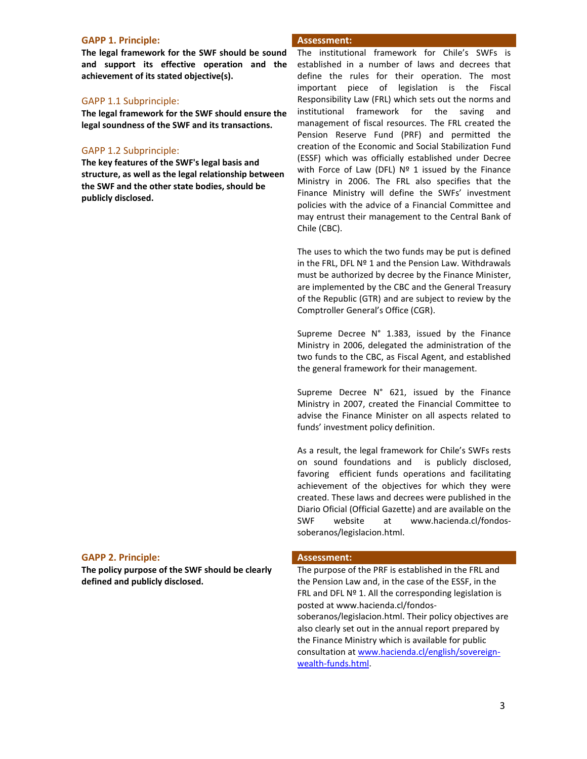### GAPP 1. Principle:

**The legal framework for the SWF should be sound and support its effective operation and the achievement of its stated objective(s).**

#### GAPP 1.1 Subprinciple:

**The legal framework for the SWF should ensure the legal soundness of the SWF and its transactions.**

#### GAPP 1.2 Subprinciple:

**The key features of the SWF's legal basis and structure, as well as the legal relationship between the SWF and the other state bodies, should be publicly disclosed.**

**Assessment:**

The institutional framework for Chile's SWFs is established in a number of laws and decrees that define the rules for their operation. The most important piece of legislation is the Fiscal Responsibility Law (FRL) which sets out the norms and institutional framework for the saving and management of fiscal resources. The FRL created the Pension Reserve Fund (PRF) and permitted the creation of the Economic and Social Stabilization Fund (ESSF) which was officially established under Decree with Force of Law (DFL) Nº 1 issued by the Finance Ministry in 2006. The FRL also specifies that the Finance Ministry will define the SWFs' investment policies with the advice of a Financial Committee and may entrust their management to the Central Bank of Chile (CBC).

The uses to which the two funds may be put is defined in the FRL, DFL Nº 1 and the Pension Law. Withdrawals must be authorized by decree by the Finance Minister, are implemented by the CBC and the General Treasury of the Republic (GTR) and are subject to review by the Comptroller General's Office (CGR).

Supreme Decree N° 1.383, issued by the Finance Ministry in 2006, delegated the administration of the two funds to the CBC, as Fiscal Agent, and established the general framework for their management.

Supreme Decree N° 621, issued by the Finance Ministry in 2007, created the Financial Committee to advise the Finance Minister on all aspects related to funds' investment policy definition.

As a result, the legal framework for Chile's SWFs rests on sound foundations and is publicly disclosed, favoring efficient funds operations and facilitating achievement of the objectives for which they were created. These laws and decrees were published in the Diario Oficial (Official Gazette) and are available on the SWF website at www.hacienda.cl/fondos-soberanos/legislacion.html.

### GAPP 2. Principle:

**The policy purpose of the SWF should be clearly defined and publicly disclosed.**

**Assessment:**

The purpose of the PRF is established in the FRL and the Pension Law and, in the case of the ESSF, in the FRL and DFL Nº 1. All the corresponding legislation is posted at www.hacienda.cl/fondos-soberanos/legislacion.html. Their policy objectives are also clearly set out in the annual report prepared by the Finance Ministry which is available for public consultation at [www.hacienda.cl/english/sovereign-wealth-funds.html](www.hacienda.cl/english/sovereign-wealth-funds.html).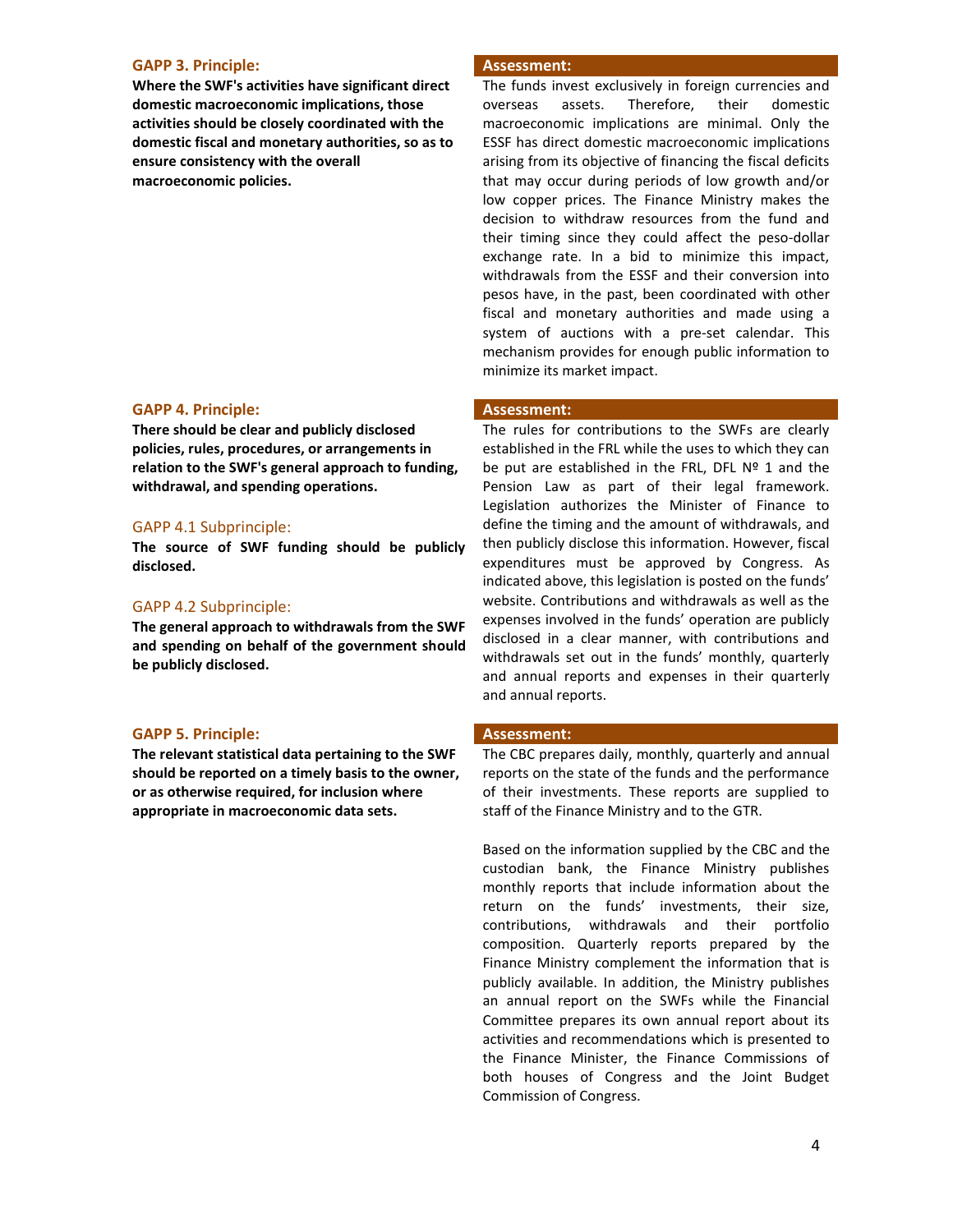### GAPP 3. Principle:

**Where the SWF's activities have significant direct domestic macroeconomic implications, those activities should be closely coordinated with the domestic fiscal and monetary authorities, so as to ensure consistency with the overall macroeconomic policies.**

**Assessment:**

The funds invest exclusively in foreign currencies and overseas assets. Therefore, their domestic macroeconomic implications are minimal. Only the ESSF has direct domestic macroeconomic implications arising from its objective of financing the fiscal deficits that may occur during periods of low growth and/or low copper prices. The Finance Ministry makes the decision to withdraw resources from the fund and their timing since they could affect the peso-dollar exchange rate. In a bid to minimize this impact, withdrawals from the ESSF and their conversion into pesos have, in the past, been coordinated with other fiscal and monetary authorities and made using a system of auctions with a pre-set calendar. This mechanism provides for enough public information to minimize its market impact.

### GAPP 4. Principle:

**There should be clear and publicly disclosed policies, rules, procedures, or arrangements in relation to the SWF's general approach to funding, withdrawal, and spending operations.**

GAPP 4.1 Subprinciple:

**The source of SWF funding should be publicly disclosed.**

GAPP 4.2 Subprinciple:

**The general approach to withdrawals from the SWF and spending on behalf of the government should be publicly disclosed.**

**Assessment:**

The rules for contributions to the SWFs are clearly established in the FRL while the uses to which they can be put are established in the FRL, DFL Nº 1 and the Pension Law as part of their legal framework. Legislation authorizes the Minister of Finance to define the timing and the amount of withdrawals, and then publicly disclose this information. However, fiscal expenditures must be approved by Congress. As indicated above, this legislation is posted on the funds' website. Contributions and withdrawals as well as the expenses involved in the funds' operation are publicly disclosed in a clear manner, with contributions and withdrawals set out in the funds' monthly, quarterly and annual reports and expenses in their quarterly and annual reports.

### GAPP 5. Principle:

**The relevant statistical data pertaining to the SWF should be reported on a timely basis to the owner, or as otherwise required, for inclusion where appropriate in macroeconomic data sets.**

**Assessment:**

The CBC prepares daily, monthly, quarterly and annual reports on the state of the funds and the performance of their investments. These reports are supplied to staff of the Finance Ministry and to the GTR.

Based on the information supplied by the CBC and the custodian bank, the Finance Ministry publishes monthly reports that include information about the return on the funds' investments, their size, contributions, withdrawals and their portfolio composition. Quarterly reports prepared by the Finance Ministry complement the information that is publicly available. In addition, the Ministry publishes an annual report on the SWFs while the Financial Committee prepares its own annual report about its activities and recommendations which is presented to the Finance Minister, the Finance Commissions of both houses of Congress and the Joint Budget Commission of Congress.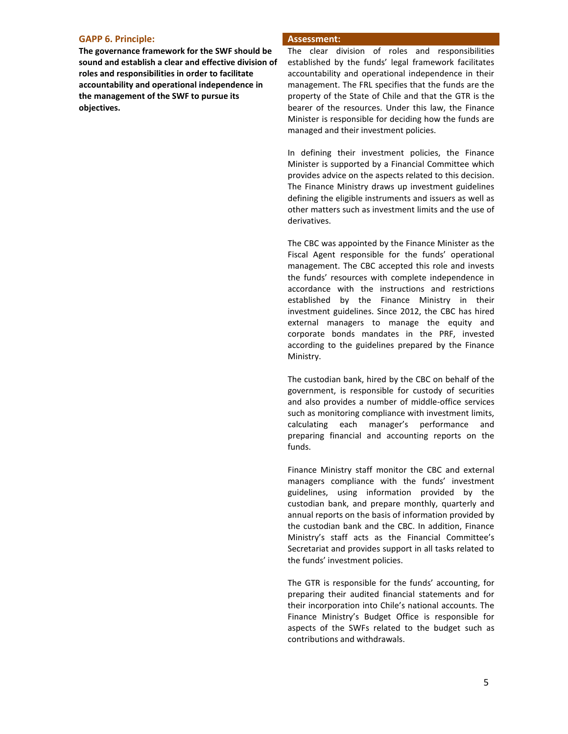### GAPP 6. Principle:

**The governance framework for the SWF should be sound and establish a clear and effective division of roles and responsibilities in order to facilitate accountability and operational independence in the management of the SWF to pursue its objectives.**

### Assessment:

The clear division of roles and responsibilities established by the funds' legal framework facilitates accountability and operational independence in their management. The FRL specifies that the funds are the property of the State of Chile and that the GTR is the bearer of the resources. Under this law, the Finance Minister is responsible for deciding how the funds are managed and their investment policies.

In defining their investment policies, the Finance Minister is supported by a Financial Committee which provides advice on the aspects related to this decision. The Finance Ministry draws up investment guidelines defining the eligible instruments and issuers as well as other matters such as investment limits and the use of derivatives.

The CBC was appointed by the Finance Minister as the Fiscal Agent responsible for the funds' operational management. The CBC accepted this role and invests the funds' resources with complete independence in accordance with the instructions and restrictions established by the Finance Ministry in their investment guidelines. Since 2012, the CBC has hired external managers to manage the equity and corporate bonds mandates in the PRF, invested according to the guidelines prepared by the Finance Ministry.

The custodian bank, hired by the CBC on behalf of the government, is responsible for custody of securities and also provides a number of middle-office services such as monitoring compliance with investment limits, calculating each manager's performance and preparing financial and accounting reports on the funds.

Finance Ministry staff monitor the CBC and external managers compliance with the funds' investment guidelines, using information provided by the custodian bank, and prepare monthly, quarterly and annual reports on the basis of information provided by the custodian bank and the CBC. In addition, Finance Ministry's staff acts as the Financial Committee's Secretariat and provides support in all tasks related to the funds' investment policies.

The GTR is responsible for the funds' accounting, for preparing their audited financial statements and for their incorporation into Chile's national accounts. The Finance Ministry's Budget Office is responsible for aspects of the SWFs related to the budget such as contributions and withdrawals.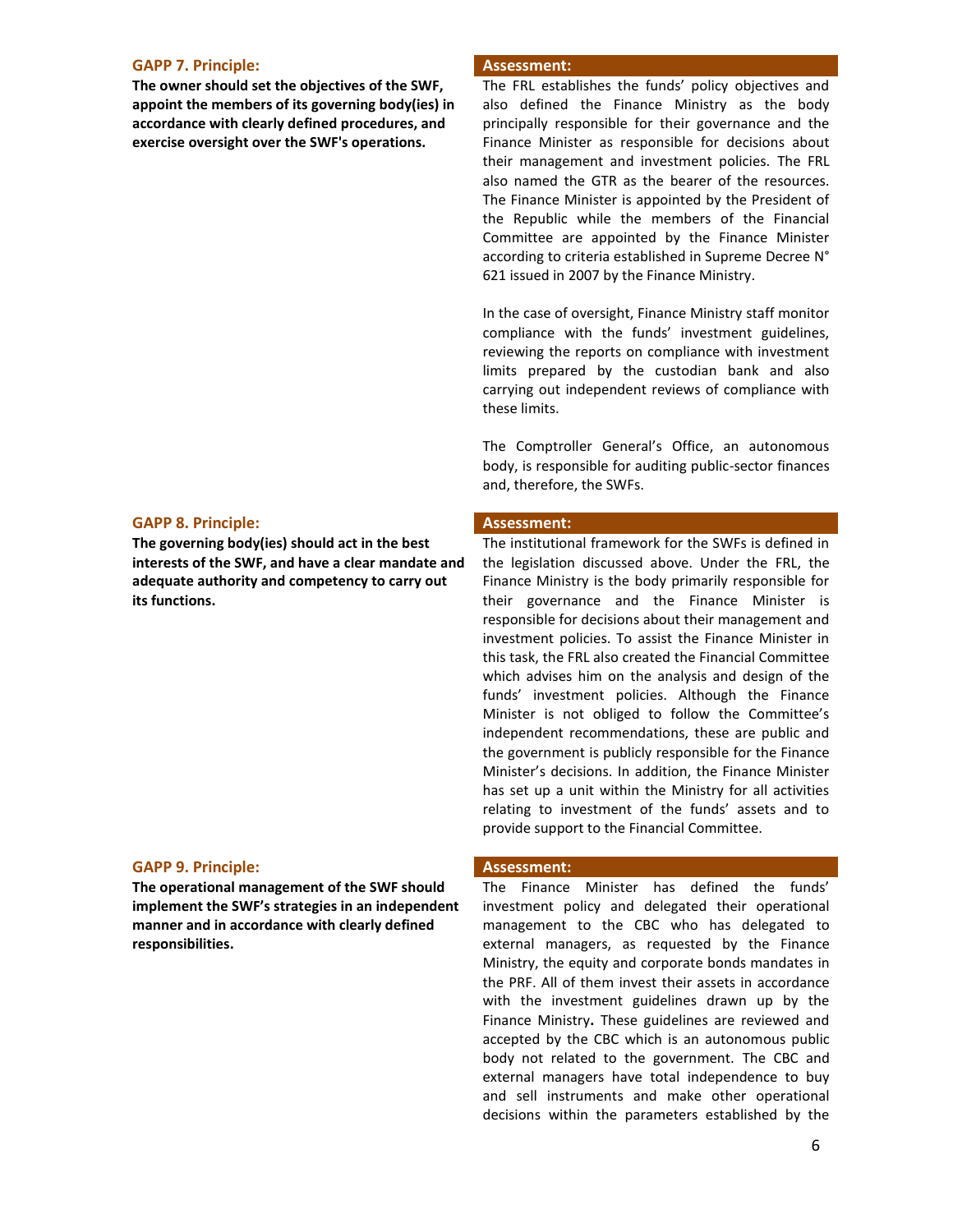### GAPP 7. Principle:

**The owner should set the objectives of the SWF, appoint the members of its governing body(ies) in accordance with clearly defined procedures, and exercise oversight over the SWF's operations.**

**Assessment:**

The FRL establishes the funds' policy objectives and also defined the Finance Ministry as the body principally responsible for their governance and the Finance Minister as responsible for decisions about their management and investment policies. The FRL also named the GTR as the bearer of the resources. The Finance Minister is appointed by the President of the Republic while the members of the Financial Committee are appointed by the Finance Minister according to criteria established in Supreme Decree N° 621 issued in 2007 by the Finance Ministry.

In the case of oversight, Finance Ministry staff monitor compliance with the funds' investment guidelines, reviewing the reports on compliance with investment limits prepared by the custodian bank and also carrying out independent reviews of compliance with these limits.

The Comptroller General's Office, an autonomous body, is responsible for auditing public-sector finances and, therefore, the SWFs.

### GAPP 8. Principle:

**The governing body(ies) should act in the best interests of the SWF, and have a clear mandate and adequate authority and competency to carry out its functions.**

**Assessment:**

The institutional framework for the SWFs is defined in the legislation discussed above. Under the FRL, the Finance Ministry is the body primarily responsible for their governance and the Finance Minister is responsible for decisions about their management and investment policies. To assist the Finance Minister in this task, the FRL also created the Financial Committee which advises him on the analysis and design of the funds' investment policies. Although the Finance Minister is not obliged to follow the Committee's independent recommendations, these are public and the government is publicly responsible for the Finance Minister's decisions. In addition, the Finance Minister has set up a unit within the Ministry for all activities relating to investment of the funds' assets and to provide support to the Financial Committee.

### GAPP 9. Principle:

**The operational management of the SWF should implement the SWF's strategies in an independent manner and in accordance with clearly defined responsibilities.**

**Assessment:**

The Finance Minister has defined the funds' investment policy and delegated their operational management to the CBC who has delegated to external managers, as requested by the Finance Ministry, the equity and corporate bonds mandates in the PRF. All of them invest their assets in accordance with the investment guidelines drawn up by the Finance Ministry**.** These guidelines are reviewed and accepted by the CBC which is an autonomous public body not related to the government. The CBC and external managers have total independence to buy and sell instruments and make other operational decisions within the parameters established by the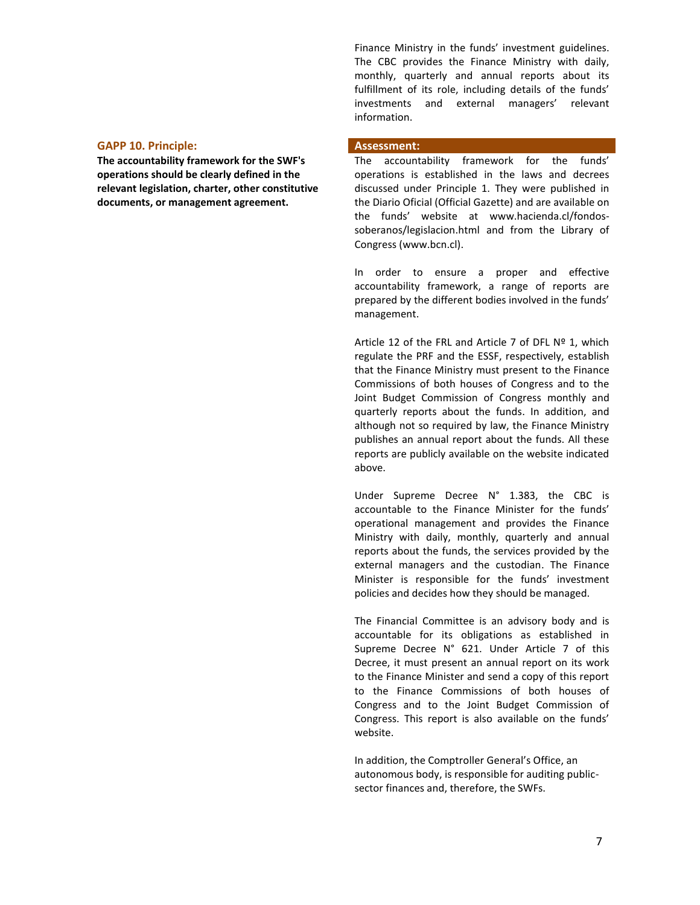Finance Ministry in the funds' investment guidelines. The CBC provides the Finance Ministry with daily, monthly, quarterly and annual reports about its fulfillment of its role, including details of the funds' investments and external managers' relevant information.

### GAPP 10. Principle:

**The accountability framework for the SWF's operations should be clearly defined in the relevant legislation, charter, other constitutive documents, or management agreement.**

#### Assessment:

The accountability framework for the funds' operations is established in the laws and decrees discussed under Principle 1. They were published in the Diario Oficial (Official Gazette) and are available on the funds' website at www.hacienda.cl/fondos-soberanos/legislacion.html and from the Library of Congress (www.bcn.cl).

In order to ensure a proper and effective accountability framework, a range of reports are prepared by the different bodies involved in the funds' management.

Article 12 of the FRL and Article 7 of DFL Nº 1, which regulate the PRF and the ESSF, respectively, establish that the Finance Ministry must present to the Finance Commissions of both houses of Congress and to the Joint Budget Commission of Congress monthly and quarterly reports about the funds. In addition, and although not so required by law, the Finance Ministry publishes an annual report about the funds. All these reports are publicly available on the website indicated above.

Under Supreme Decree N° 1.383, the CBC is accountable to the Finance Minister for the funds' operational management and provides the Finance Ministry with daily, monthly, quarterly and annual reports about the funds, the services provided by the external managers and the custodian. The Finance Minister is responsible for the funds' investment policies and decides how they should be managed.

The Financial Committee is an advisory body and is accountable for its obligations as established in Supreme Decree N° 621. Under Article 7 of this Decree, it must present an annual report on its work to the Finance Minister and send a copy of this report to the Finance Commissions of both houses of Congress and to the Joint Budget Commission of Congress. This report is also available on the funds' website.

In addition, the Comptroller General's Office, an autonomous body, is responsible for auditing public-sector finances and, therefore, the SWFs.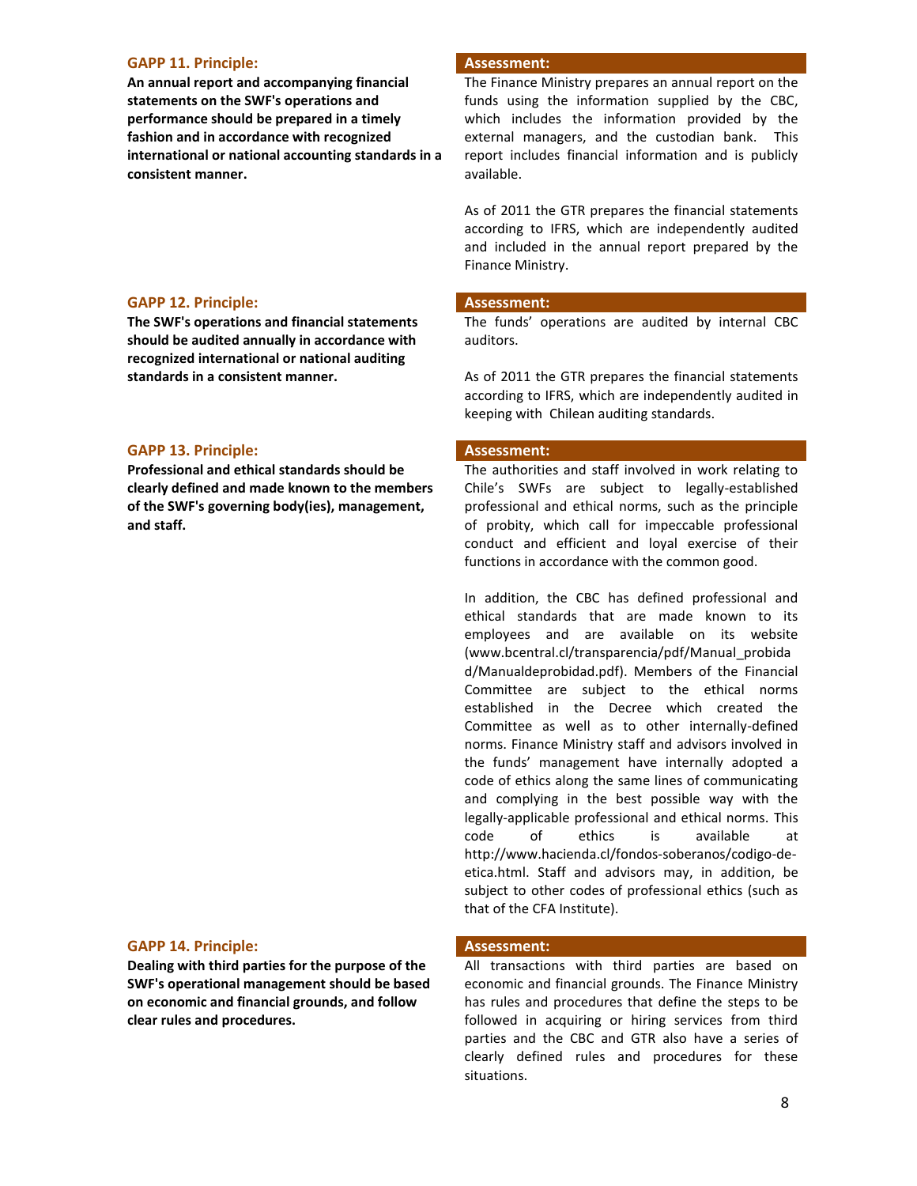### GAPP 11. Principle:

**An annual report and accompanying financial statements on the SWF's operations and performance should be prepared in a timely fashion and in accordance with recognized international or national accounting standards in a consistent manner.**

**Assessment:**

The Finance Ministry prepares an annual report on the funds using the information supplied by the CBC, which includes the information provided by the external managers, and the custodian bank. This report includes financial information and is publicly available.

As of 2011 the GTR prepares the financial statements according to IFRS, which are independently audited and included in the annual report prepared by the Finance Ministry.

### GAPP 12. Principle:

**The SWF's operations and financial statements should be audited annually in accordance with recognized international or national auditing standards in a consistent manner.**

**Assessment:**

The funds' operations are audited by internal CBC auditors.

As of 2011 the GTR prepares the financial statements according to IFRS, which are independently audited in keeping with Chilean auditing standards.

### GAPP 13. Principle:

**Professional and ethical standards should be clearly defined and made known to the members of the SWF's governing body(ies), management, and staff.**

**Assessment:**

The authorities and staff involved in work relating to Chile's SWFs are subject to legally-established professional and ethical norms, such as the principle of probity, which call for impeccable professional conduct and efficient and loyal exercise of their functions in accordance with the common good.

In addition, the CBC has defined professional and ethical standards that are made known to its employees and are available on its website (www.bcentral.cl/transparencia/pdf/Manual_probidad/Manualdeprobidad.pdf). Members of the Financial Committee are subject to the ethical norms established in the Decree which created the Committee as well as to other internally-defined norms. Finance Ministry staff and advisors involved in the funds' management have internally adopted a code of ethics along the same lines of communicating and complying in the best possible way with the legally-applicable professional and ethical norms. This code of ethics is available at http://www.hacienda.cl/fondos-soberanos/codigo-de-etica.html. Staff and advisors may, in addition, be subject to other codes of professional ethics (such as that of the CFA Institute).

### GAPP 14. Principle:

**Dealing with third parties for the purpose of the SWF's operational management should be based on economic and financial grounds, and follow clear rules and procedures.**

**Assessment:**

All transactions with third parties are based on economic and financial grounds. The Finance Ministry has rules and procedures that define the steps to be followed in acquiring or hiring services from third parties and the CBC and GTR also have a series of clearly defined rules and procedures for these situations.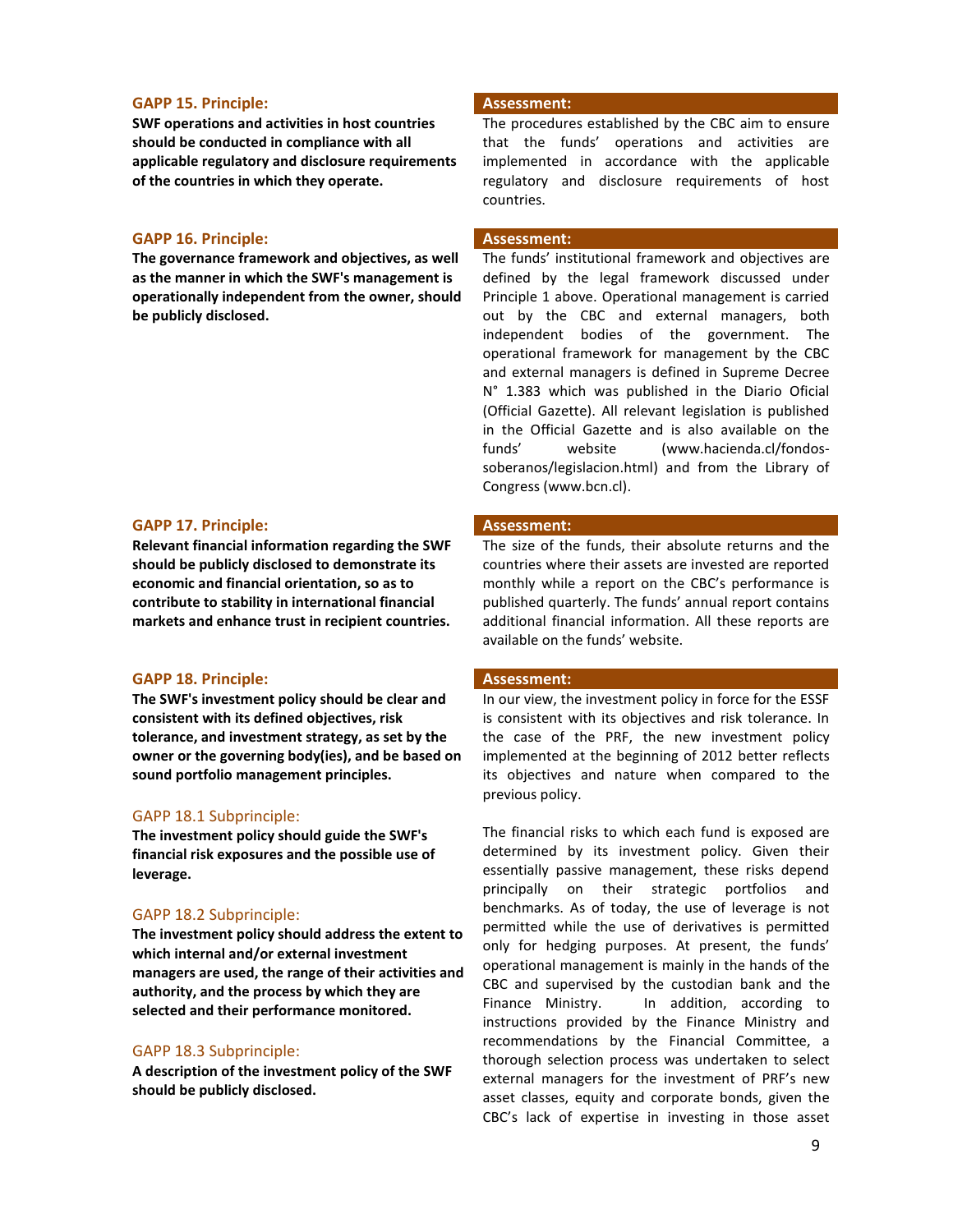### GAPP 15. Principle:

**SWF operations and activities in host countries should be conducted in compliance with all applicable regulatory and disclosure requirements of the countries in which they operate.**

**Assessment:**

The procedures established by the CBC aim to ensure that the funds' operations and activities are implemented in accordance with the applicable regulatory and disclosure requirements of host countries.

### GAPP 16. Principle:

**The governance framework and objectives, as well as the manner in which the SWF's management is operationally independent from the owner, should be publicly disclosed.**

**Assessment:**

The funds' institutional framework and objectives are defined by the legal framework discussed under Principle 1 above. Operational management is carried out by the CBC and external managers, both independent bodies of the government. The operational framework for management by the CBC and external managers is defined in Supreme Decree N° 1.383 which was published in the Diario Oficial (Official Gazette). All relevant legislation is published in the Official Gazette and is also available on the funds' website (www.hacienda.cl/fondos-soberanos/legislacion.html) and from the Library of Congress (www.bcn.cl).

### GAPP 17. Principle:

**Relevant financial information regarding the SWF should be publicly disclosed to demonstrate its economic and financial orientation, so as to contribute to stability in international financial markets and enhance trust in recipient countries.**

**Assessment:**

The size of the funds, their absolute returns and the countries where their assets are invested are reported monthly while a report on the CBC's performance is published quarterly. The funds' annual report contains additional financial information. All these reports are available on the funds' website.

### GAPP 18. Principle:

**The SWF's investment policy should be clear and consistent with its defined objectives, risk tolerance, and investment strategy, as set by the owner or the governing body(ies), and be based on sound portfolio management principles.**

#### GAPP 18.1 Subprinciple:

**The investment policy should guide the SWF's financial risk exposures and the possible use of leverage.**

#### GAPP 18.2 Subprinciple:

**The investment policy should address the extent to which internal and/or external investment managers are used, the range of their activities and authority, and the process by which they are selected and their performance monitored.**

#### GAPP 18.3 Subprinciple:

**A description of the investment policy of the SWF should be publicly disclosed.**

**Assessment:**

In our view, the investment policy in force for the ESSF is consistent with its objectives and risk tolerance. In the case of the PRF, the new investment policy implemented at the beginning of 2012 better reflects its objectives and nature when compared to the previous policy.

The financial risks to which each fund is exposed are determined by its investment policy. Given their essentially passive management, these risks depend principally on their strategic portfolios and benchmarks. As of today, the use of leverage is not permitted while the use of derivatives is permitted only for hedging purposes. At present, the funds' operational management is mainly in the hands of the CBC and supervised by the custodian bank and the Finance Ministry. In addition, according to instructions provided by the Finance Ministry and recommendations by the Financial Committee, a thorough selection process was undertaken to select external managers for the investment of PRF's new asset classes, equity and corporate bonds, given the CBC's lack of expertise in investing in those asset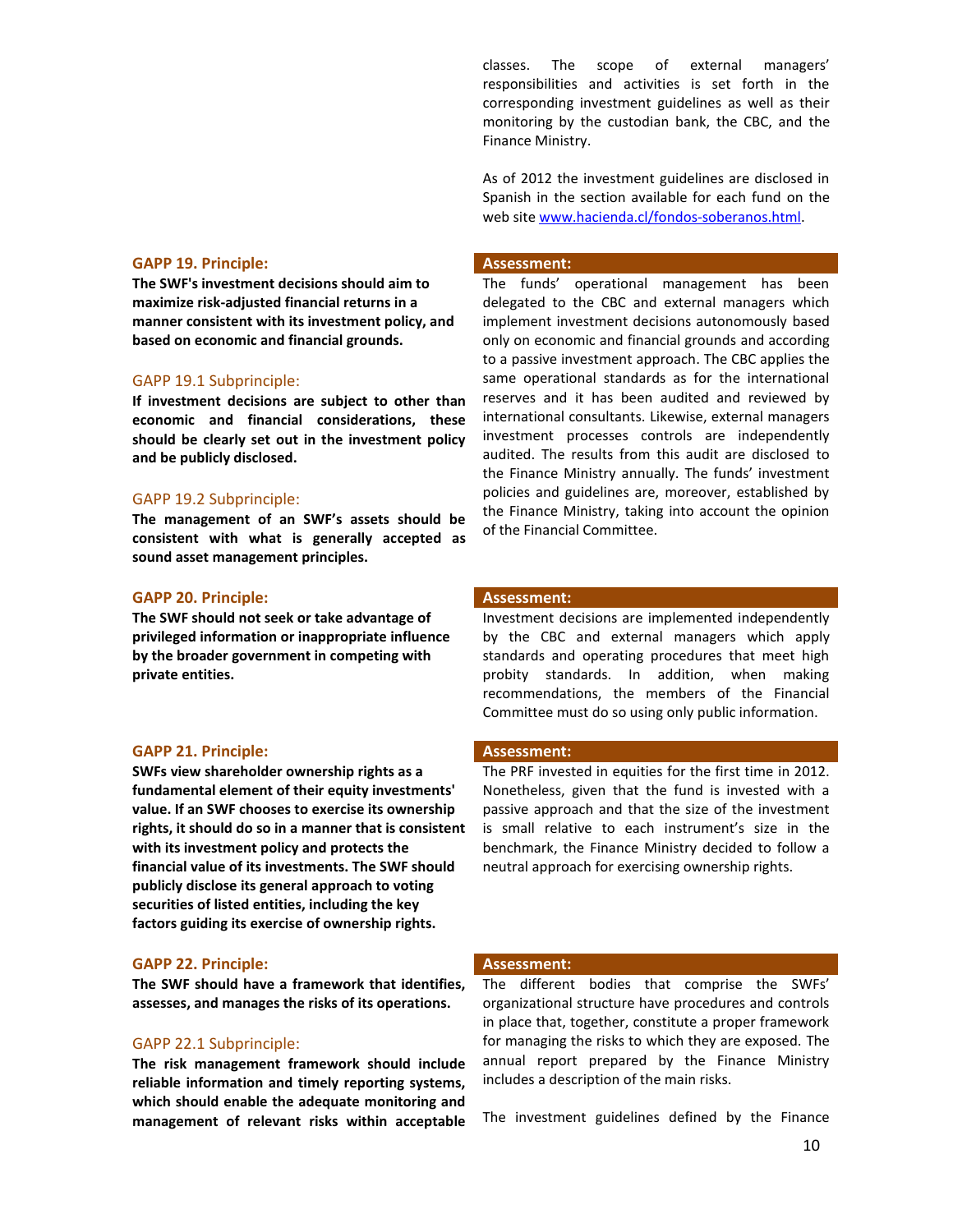classes. The scope of external managers' responsibilities and activities is set forth in the corresponding investment guidelines as well as their monitoring by the custodian bank, the CBC, and the Finance Ministry.

As of 2012 the investment guidelines are disclosed in Spanish in the section available for each fund on the web site www.hacienda.cl/fondos-soberanos.html.

### GAPP 19. Principle:

**The SWF's investment decisions should aim to maximize risk-adjusted financial returns in a manner consistent with its investment policy, and based on economic and financial grounds.**

GAPP 19.1 Subprinciple:

**If investment decisions are subject to other than economic and financial considerations, these should be clearly set out in the investment policy and be publicly disclosed.**

GAPP 19.2 Subprinciple:

**The management of an SWF's assets should be consistent with what is generally accepted as sound asset management principles.**

**Assessment:**

The funds' operational management has been delegated to the CBC and external managers which implement investment decisions autonomously based only on economic and financial grounds and according to a passive investment approach. The CBC applies the same operational standards as for the international reserves and it has been audited and reviewed by international consultants. Likewise, external managers investment processes controls are independently audited. The results from this audit are disclosed to the Finance Ministry annually. The funds' investment policies and guidelines are, moreover, established by the Finance Ministry, taking into account the opinion of the Financial Committee.

### GAPP 20. Principle:

**The SWF should not seek or take advantage of privileged information or inappropriate influence by the broader government in competing with private entities.**

**Assessment:**

Investment decisions are implemented independently by the CBC and external managers which apply standards and operating procedures that meet high probity standards. In addition, when making recommendations, the members of the Financial Committee must do so using only public information.

### GAPP 21. Principle:

**SWFs view shareholder ownership rights as a fundamental element of their equity investments' value. If an SWF chooses to exercise its ownership rights, it should do so in a manner that is consistent with its investment policy and protects the financial value of its investments. The SWF should publicly disclose its general approach to voting securities of listed entities, including the key factors guiding its exercise of ownership rights.**

**Assessment:**

The PRF invested in equities for the first time in 2012. Nonetheless, given that the fund is invested with a passive approach and that the size of the investment is small relative to each instrument's size in the benchmark, the Finance Ministry decided to follow a neutral approach for exercising ownership rights.

### GAPP 22. Principle:

**The SWF should have a framework that identifies, assesses, and manages the risks of its operations.**

GAPP 22.1 Subprinciple:

**The risk management framework should include reliable information and timely reporting systems, which should enable the adequate monitoring and management of relevant risks within acceptable**

**Assessment:**

The different bodies that comprise the SWFs' organizational structure have procedures and controls in place that, together, constitute a proper framework for managing the risks to which they are exposed. The annual report prepared by the Finance Ministry includes a description of the main risks.

The investment guidelines defined by the Finance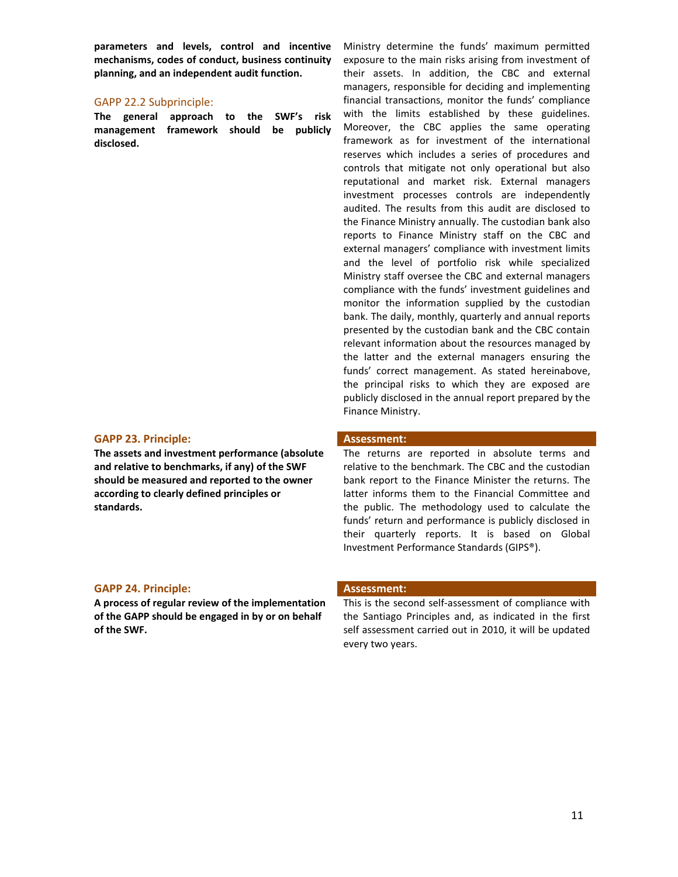**parameters and levels, control and incentive mechanisms, codes of conduct, business continuity planning, and an independent audit function.**

### GAPP 22.2 Subprinciple:

**The general approach to the SWF's risk management framework should be publicly disclosed.**

Ministry determine the funds' maximum permitted exposure to the main risks arising from investment of their assets. In addition, the CBC and external managers, responsible for deciding and implementing financial transactions, monitor the funds' compliance with the limits established by these guidelines. Moreover, the CBC applies the same operating framework as for investment of the international reserves which includes a series of procedures and controls that mitigate not only operational but also reputational and market risk. External managers investment processes controls are independently audited. The results from this audit are disclosed to the Finance Ministry annually. The custodian bank also reports to Finance Ministry staff on the CBC and external managers' compliance with investment limits and the level of portfolio risk while specialized Ministry staff oversee the CBC and external managers compliance with the funds' investment guidelines and monitor the information supplied by the custodian bank. The daily, monthly, quarterly and annual reports presented by the custodian bank and the CBC contain relevant information about the resources managed by the latter and the external managers ensuring the funds' correct management. As stated hereinabove, the principal risks to which they are exposed are publicly disclosed in the annual report prepared by the Finance Ministry.

### GAPP 23. Principle:

**The assets and investment performance (absolute and relative to benchmarks, if any) of the SWF should be measured and reported to the owner according to clearly defined principles or standards.**

**Assessment:**

The returns are reported in absolute terms and relative to the benchmark. The CBC and the custodian bank report to the Finance Minister the returns. The latter informs them to the Financial Committee and the public. The methodology used to calculate the funds' return and performance is publicly disclosed in their quarterly reports. It is based on Global Investment Performance Standards (GIPS®).

### GAPP 24. Principle:

**A process of regular review of the implementation of the GAPP should be engaged in by or on behalf of the SWF.**

**Assessment:**

This is the second self-assessment of compliance with the Santiago Principles and, as indicated in the first self assessment carried out in 2010, it will be updated every two years.